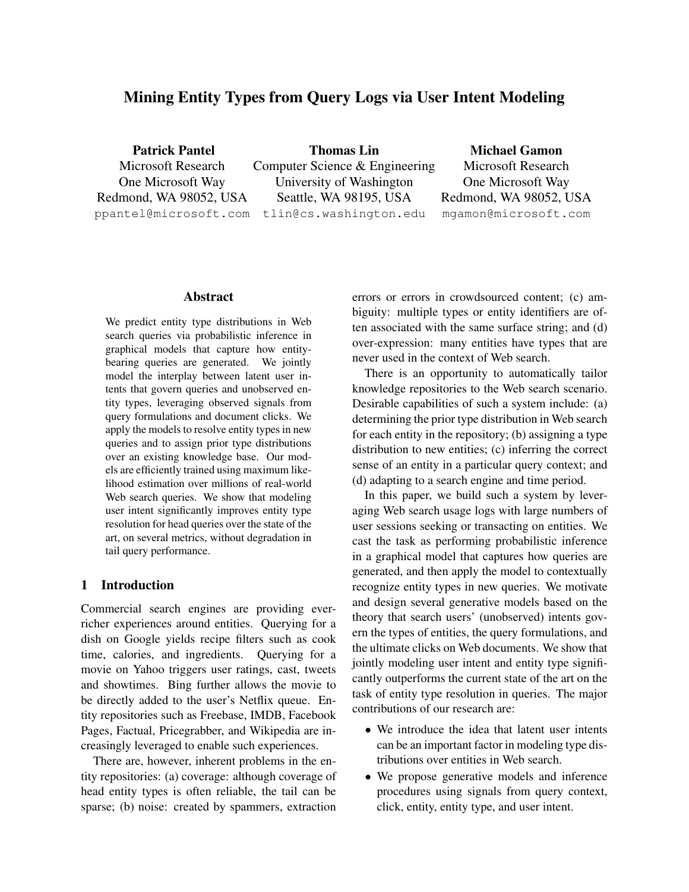# Mining Entity Types from Query Logs via User Intent Modeling

**Patrick Pantel**
Microsoft Research
One Microsoft Way
Redmond, WA 98052, USA
ppantel@microsoft.com

**Thomas Lin**
Computer Science & Engineering
University of Washington
Seattle, WA 98195, USA
tlin@cs.washington.edu

**Michael Gamon**
Microsoft Research
One Microsoft Way
Redmond, WA 98052, USA
mgamon@microsoft.com

## Abstract

We predict entity type distributions in Web search queries via probabilistic inference in graphical models that capture how entity-bearing queries are generated. We jointly model the interplay between latent user intents that govern queries and unobserved entity types, leveraging observed signals from query formulations and document clicks. We apply the models to resolve entity types in new queries and to assign prior type distributions over an existing knowledge base. Our models are efficiently trained using maximum likelihood estimation over millions of real-world Web search queries. We show that modeling user intent significantly improves entity type resolution for head queries over the state of the art, on several metrics, without degradation in tail query performance.

## 1 Introduction

Commercial search engines are providing ever-richer experiences around entities. Querying for a dish on Google yields recipe filters such as cook time, calories, and ingredients. Querying for a movie on Yahoo triggers user ratings, cast, tweets and showtimes. Bing further allows the movie to be directly added to the user's Netflix queue. Entity repositories such as Freebase, IMDB, Facebook Pages, Factual, Pricegrabber, and Wikipedia are increasingly leveraged to enable such experiences.

There are, however, inherent problems in the entity repositories: (a) coverage: although coverage of head entity types is often reliable, the tail can be sparse; (b) noise: created by spammers, extraction errors or errors in crowdsourced content; (c) ambiguity: multiple types or entity identifiers are often associated with the same surface string; and (d) over-expression: many entities have types that are never used in the context of Web search.

There is an opportunity to automatically tailor knowledge repositories to the Web search scenario. Desirable capabilities of such a system include: (a) determining the prior type distribution in Web search for each entity in the repository; (b) assigning a type distribution to new entities; (c) inferring the correct sense of an entity in a particular query context; and (d) adapting to a search engine and time period.

In this paper, we build such a system by leveraging Web search usage logs with large numbers of user sessions seeking or transacting on entities. We cast the task as performing probabilistic inference in a graphical model that captures how queries are generated, and then apply the model to contextually recognize entity types in new queries. We motivate and design several generative models based on the theory that search users' (unobserved) intents govern the types of entities, the query formulations, and the ultimate clicks on Web documents. We show that jointly modeling user intent and entity type significantly outperforms the current state of the art on the task of entity type resolution in queries. The major contributions of our research are:

- We introduce the idea that latent user intents can be an important factor in modeling type distributions over entities in Web search.
- We propose generative models and inference procedures using signals from query context, click, entity, entity type, and user intent.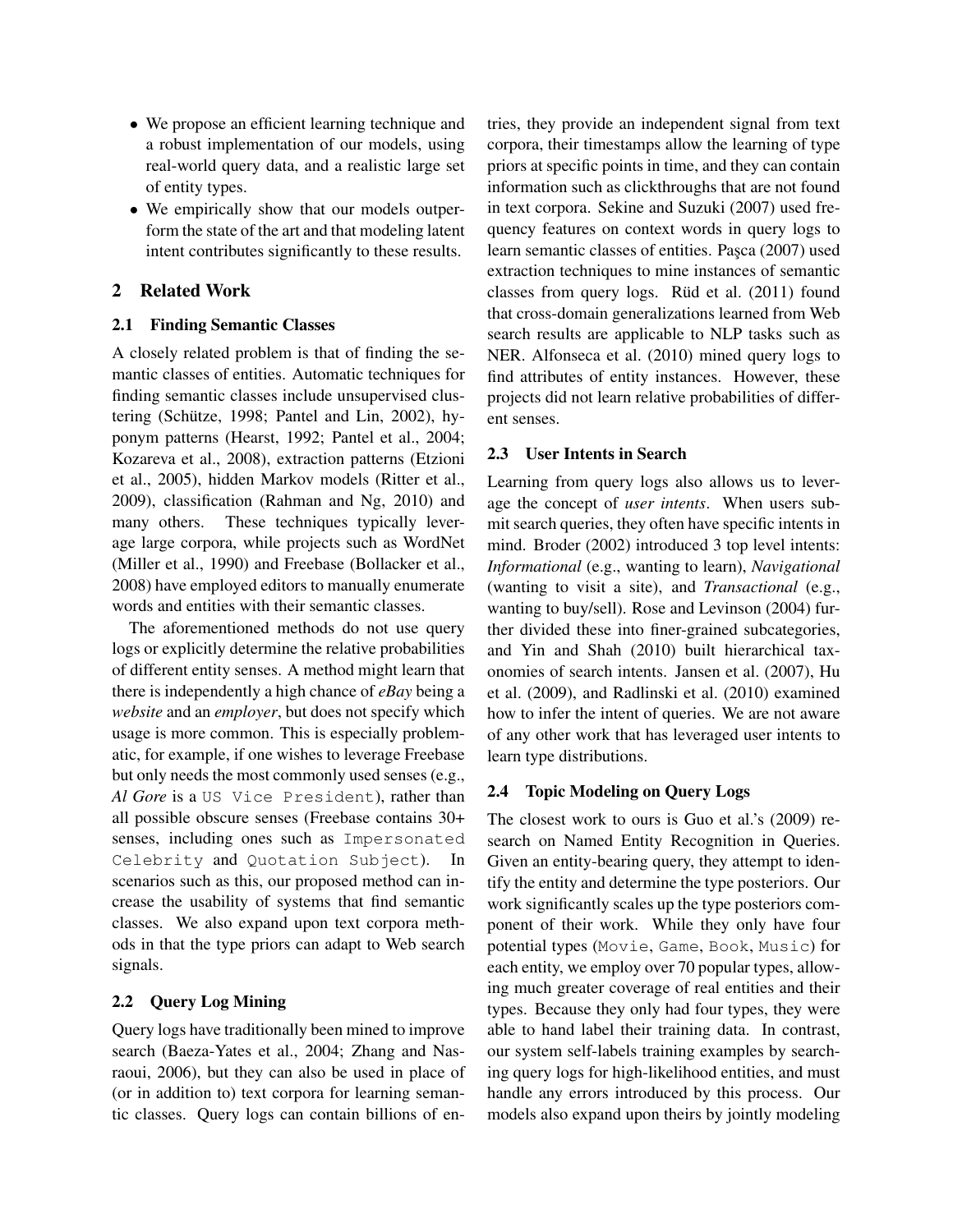- We propose an efficient learning technique and a robust implementation of our models, using real-world query data, and a realistic large set of entity types.
- We empirically show that our models outperform the state of the art and that modeling latent intent contributes significantly to these results.

## 2 Related Work

### 2.1 Finding Semantic Classes

A closely related problem is that of finding the semantic classes of entities. Automatic techniques for finding semantic classes include unsupervised clustering (Schütze, 1998; Pantel and Lin, 2002), hyponym patterns (Hearst, 1992; Pantel et al., 2004; Kozareva et al., 2008), extraction patterns (Etzioni et al., 2005), hidden Markov models (Ritter et al., 2009), classification (Rahman and Ng, 2010) and many others. These techniques typically leverage large corpora, while projects such as WordNet (Miller et al., 1990) and Freebase (Bollacker et al., 2008) have employed editors to manually enumerate words and entities with their semantic classes.

The aforementioned methods do not use query logs or explicitly determine the relative probabilities of different entity senses. A method might learn that there is independently a high chance of *eBay* being a *website* and an *employer*, but does not specify which usage is more common. This is especially problematic, for example, if one wishes to leverage Freebase but only needs the most commonly used senses (e.g., *Al Gore* is a `US Vice President`), rather than all possible obscure senses (Freebase contains 30+ senses, including ones such as `Impersonated Celebrity` and `Quotation Subject`). In scenarios such as this, our proposed method can increase the usability of systems that find semantic classes. We also expand upon text corpora methods in that the type priors can adapt to Web search signals.

### 2.2 Query Log Mining

Query logs have traditionally been mined to improve search (Baeza-Yates et al., 2004; Zhang and Nasraoui, 2006), but they can also be used in place of (or in addition to) text corpora for learning semantic classes. Query logs can contain billions of entries, they provide an independent signal from text corpora, their timestamps allow the learning of type priors at specific points in time, and they can contain information such as clickthroughs that are not found in text corpora. Sekine and Suzuki (2007) used frequency features on context words in query logs to learn semantic classes of entities. Paşca (2007) used extraction techniques to mine instances of semantic classes from query logs. Rüd et al. (2011) found that cross-domain generalizations learned from Web search results are applicable to NLP tasks such as NER. Alfonseca et al. (2010) mined query logs to find attributes of entity instances. However, these projects did not learn relative probabilities of different senses.

### 2.3 User Intents in Search

Learning from query logs also allows us to leverage the concept of *user intents*. When users submit search queries, they often have specific intents in mind. Broder (2002) introduced 3 top level intents: *Informational* (e.g., wanting to learn), *Navigational* (wanting to visit a site), and *Transactional* (e.g., wanting to buy/sell). Rose and Levinson (2004) further divided these into finer-grained subcategories, and Yin and Shah (2010) built hierarchical taxonomies of search intents. Jansen et al. (2007), Hu et al. (2009), and Radlinski et al. (2010) examined how to infer the intent of queries. We are not aware of any other work that has leveraged user intents to learn type distributions.

### 2.4 Topic Modeling on Query Logs

The closest work to ours is Guo et al.'s (2009) research on Named Entity Recognition in Queries. Given an entity-bearing query, they attempt to identify the entity and determine the type posteriors. Our work significantly scales up the type posteriors component of their work. While they only have four potential types (`Movie`, `Game`, `Book`, `Music`) for each entity, we employ over 70 popular types, allowing much greater coverage of real entities and their types. Because they only had four types, they were able to hand label their training data. In contrast, our system self-labels training examples by searching query logs for high-likelihood entities, and must handle any errors introduced by this process. Our models also expand upon theirs by jointly modeling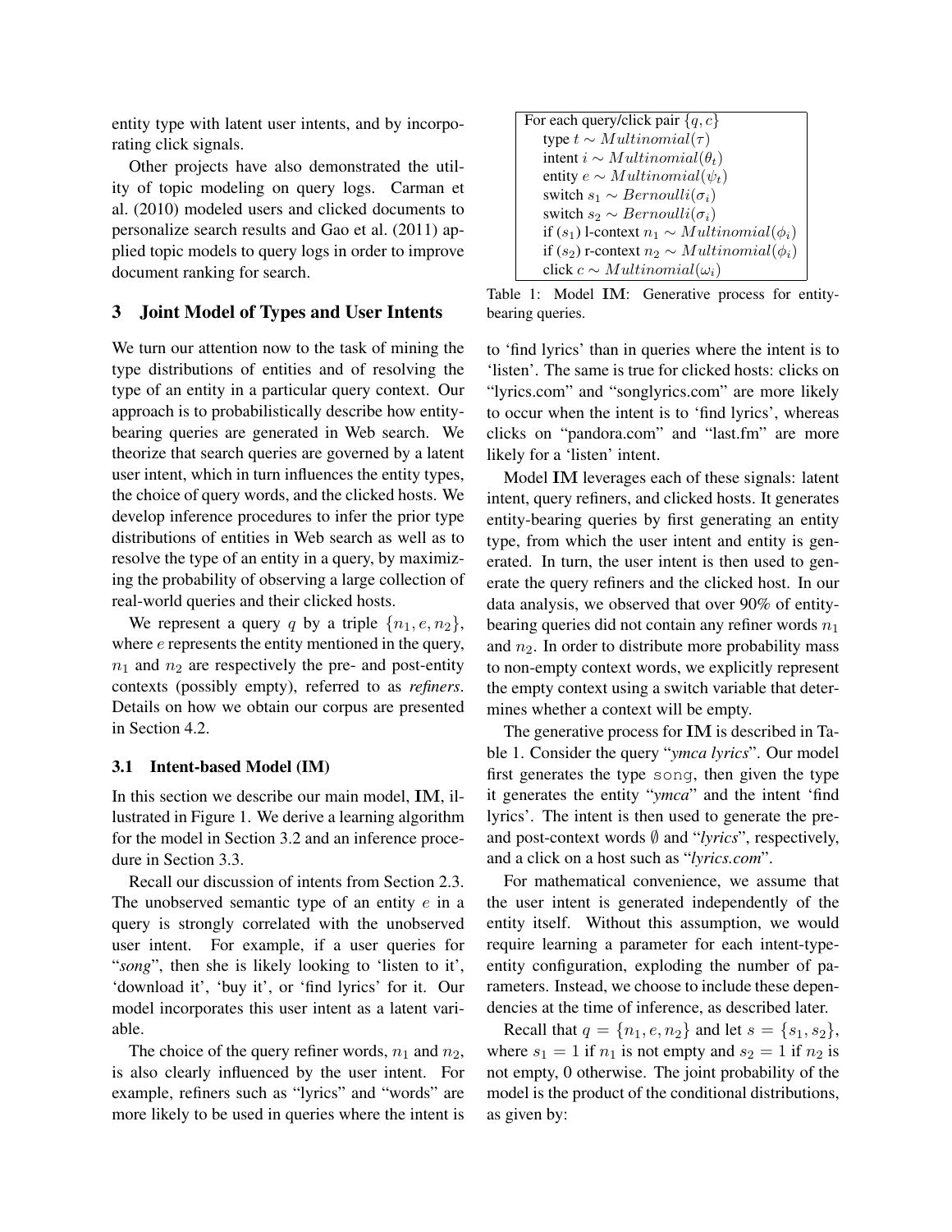entity type with latent user intents, and by incorporating click signals.

Other projects have also demonstrated the utility of topic modeling on query logs. Carman et al. (2010) modeled users and clicked documents to personalize search results and Gao et al. (2011) applied topic models to query logs in order to improve document ranking for search.

## 3 Joint Model of Types and User Intents

We turn our attention now to the task of mining the type distributions of entities and of resolving the type of an entity in a particular query context. Our approach is to probabilistically describe how entity-bearing queries are generated in Web search. We theorize that search queries are governed by a latent user intent, which in turn influences the entity types, the choice of query words, and the clicked hosts. We develop inference procedures to infer the prior type distributions of entities in Web search as well as to resolve the type of an entity in a query, by maximizing the probability of observing a large collection of real-world queries and their clicked hosts.

We represent a query $q$ by a triple $\{n_1, e, n_2\}$, where $e$ represents the entity mentioned in the query, $n_1$ and $n_2$ are respectively the pre- and post-entity contexts (possibly empty), referred to as *refiners*. Details on how we obtain our corpus are presented in Section 4.2.

### 3.1 Intent-based Model (IM)

In this section we describe our main model, **IM**, illustrated in Figure 1. We derive a learning algorithm for the model in Section 3.2 and an inference procedure in Section 3.3.

Recall our discussion of intents from Section 2.3. The unobserved semantic type of an entity $e$ in a query is strongly correlated with the unobserved user intent. For example, if a user queries for "*song*", then she is likely looking to 'listen to it', 'download it', 'buy it', or 'find lyrics' for it. Our model incorporates this user intent as a latent variable.

The choice of the query refiner words, $n_1$ and $n_2$, is also clearly influenced by the user intent. For example, refiners such as "lyrics" and "words" are more likely to be used in queries where the intent is to 'find lyrics' than in queries where the intent is to 'listen'. The same is true for clicked hosts: clicks on "lyrics.com" and "songlyrics.com" are more likely to occur when the intent is to 'find lyrics', whereas clicks on "pandora.com" and "last.fm" are more likely for a 'listen' intent.

| For each query/click pair $\{q, c\}$ |
|---|
| type $t \sim Multinomial(\tau)$ |
| intent $i \sim Multinomial(\theta_t)$ |
| entity $e \sim Multinomial(\psi_t)$ |
| switch $s_1 \sim Bernoulli(\sigma_i)$ |
| switch $s_2 \sim Bernoulli(\sigma_i)$ |
| if ($s_1$) l-context $n_1 \sim Multinomial(\phi_i)$ |
| if ($s_2$) r-context $n_2 \sim Multinomial(\phi_i)$ |
| click $c \sim Multinomial(\omega_i)$ |

Table 1: Model **IM**: Generative process for entity-bearing queries.

Model **IM** leverages each of these signals: latent intent, query refiners, and clicked hosts. It generates entity-bearing queries by first generating an entity type, from which the user intent and entity is generated. In turn, the user intent is then used to generate the query refiners and the clicked host. In our data analysis, we observed that over 90% of entity-bearing queries did not contain any refiner words $n_1$ and $n_2$. In order to distribute more probability mass to non-empty context words, we explicitly represent the empty context using a switch variable that determines whether a context will be empty.

The generative process for **IM** is described in Table 1. Consider the query "*ymca lyrics*". Our model first generates the type song, then given the type it generates the entity "*ymca*" and the intent 'find lyrics'. The intent is then used to generate the pre- and post-context words $\emptyset$ and "*lyrics*", respectively, and a click on a host such as "*lyrics.com*".

For mathematical convenience, we assume that the user intent is generated independently of the entity itself. Without this assumption, we would require learning a parameter for each intent-type-entity configuration, exploding the number of parameters. Instead, we choose to include these dependencies at the time of inference, as described later.

Recall that $q = \{n_1, e, n_2\}$ and let $s = \{s_1, s_2\}$, where $s_1 = 1$ if $n_1$ is not empty and $s_2 = 1$ if $n_2$ is not empty, 0 otherwise. The joint probability of the model is the product of the conditional distributions, as given by: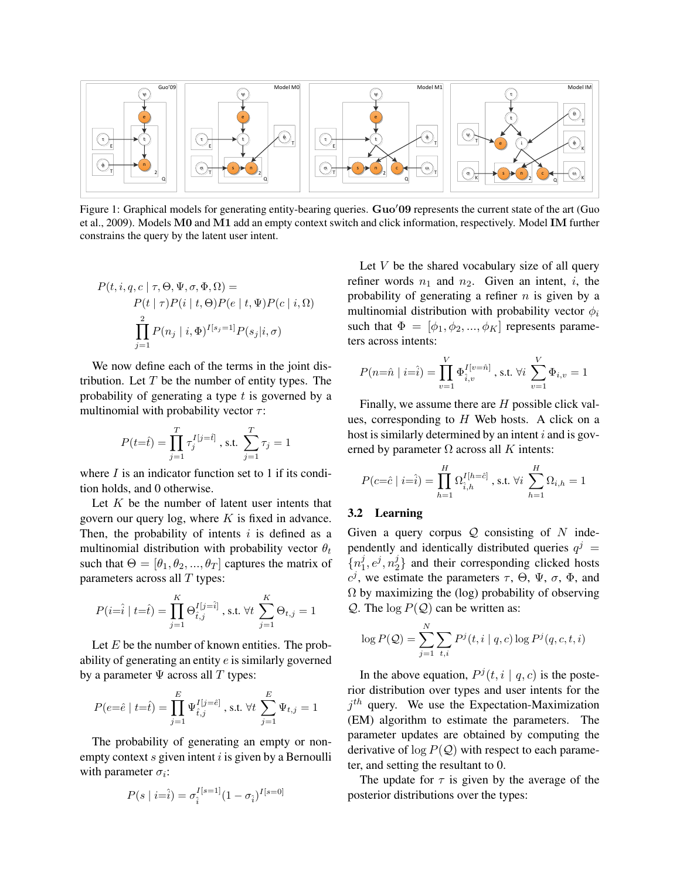Figure 1: Graphical models for generating entity-bearing queries. **Guo′09** represents the current state of the art (Guo et al., 2009). Models **M0** and **M1** add an empty context switch and click information, respectively. Model **IM** further constrains the query by the latent user intent.

$$P(t, i, q, c \mid \tau, \Theta, \Psi, \sigma, \Phi, \Omega) = P(t \mid \tau) P(i \mid t, \Theta) P(e \mid t, \Psi) P(c \mid i, \Omega) \prod_{j=1}^{2} P(n_j \mid i, \Phi)^{I[s_j=1]} P(s_j \mid i, \sigma)$$

We now define each of the terms in the joint distribution. Let $T$ be the number of entity types. The probability of generating a type $t$ is governed by a multinomial with probability vector $\tau$:

$$P(t{=}\hat{t}) = \prod_{j=1}^{T} \tau_j^{I[j=\hat{t}]} \text{ , s.t. } \sum_{j=1}^{T} \tau_j = 1$$

where $I$ is an indicator function set to 1 if its condition holds, and 0 otherwise.

Let $K$ be the number of latent user intents that govern our query log, where $K$ is fixed in advance. Then, the probability of intents $i$ is defined as a multinomial distribution with probability vector $\theta_t$ such that $\Theta = [\theta_1, \theta_2, ..., \theta_T]$ captures the matrix of parameters across all $T$ types:

$$P(i{=}\hat{i} \mid t{=}\hat{t}) = \prod_{j=1}^{K} \Theta_{\hat{t},j}^{I[j=\hat{i}]} \text{ , s.t. } \forall t \sum_{j=1}^{K} \Theta_{t,j} = 1$$

Let $E$ be the number of known entities. The probability of generating an entity $e$ is similarly governed by a parameter $\Psi$ across all $T$ types:

$$P(e{=}\hat{e} \mid t{=}\hat{t}) = \prod_{j=1}^{E} \Psi_{\hat{t},j}^{I[j=\hat{e}]} \text{ , s.t. } \forall t \sum_{j=1}^{E} \Psi_{t,j} = 1$$

The probability of generating an empty or non-empty context $s$ given intent $i$ is given by a Bernoulli with parameter $\sigma_i$:

$$P(s \mid i{=}\hat{i}) = \sigma_{\hat{i}}^{I[s=1]} (1 - \sigma_{\hat{i}})^{I[s=0]}$$

Let $V$ be the shared vocabulary size of all query refiner words $n_1$ and $n_2$. Given an intent, $i$, the probability of generating a refiner $n$ is given by a multinomial distribution with probability vector $\phi_i$ such that $\Phi = [\phi_1, \phi_2, ..., \phi_K]$ represents parameters across intents:

$$P(n{=}\hat{n} \mid i{=}\hat{i}) = \prod_{v=1}^{V} \Phi_{\hat{i},v}^{I[v=\hat{n}]} \text{ , s.t. } \forall i \sum_{v=1}^{V} \Phi_{i,v} = 1$$

Finally, we assume there are $H$ possible click values, corresponding to $H$ Web hosts. A click on a host is similarly determined by an intent $i$ and is governed by parameter $\Omega$ across all $K$ intents:

$$P(c{=}\hat{c} \mid i{=}\hat{i}) = \prod_{h=1}^{H} \Omega_{\hat{i},h}^{I[h=\hat{c}]} \text{ , s.t. } \forall i \sum_{h=1}^{H} \Omega_{i,h} = 1$$

### 3.2 Learning

Given a query corpus $\mathcal{Q}$ consisting of $N$ independently and identically distributed queries $q^j = \{n_1^j, e^j, n_2^j\}$ and their corresponding clicked hosts $c^j$, we estimate the parameters $\tau$, $\Theta$, $\Psi$, $\sigma$, $\Phi$, and $\Omega$ by maximizing the (log) probability of observing $\mathcal{Q}$. The $\log P(\mathcal{Q})$ can be written as:

$$\log P(\mathcal{Q}) = \sum_{j=1}^{N} \sum_{t,i} P^j(t, i \mid q, c) \log P^j(q, c, t, i)$$

In the above equation, $P^j(t, i \mid q, c)$ is the posterior distribution over types and user intents for the $j^{th}$ query. We use the Expectation-Maximization (EM) algorithm to estimate the parameters. The parameter updates are obtained by computing the derivative of $\log P(\mathcal{Q})$ with respect to each parameter, and setting the resultant to 0.

The update for $\tau$ is given by the average of the posterior distributions over the types: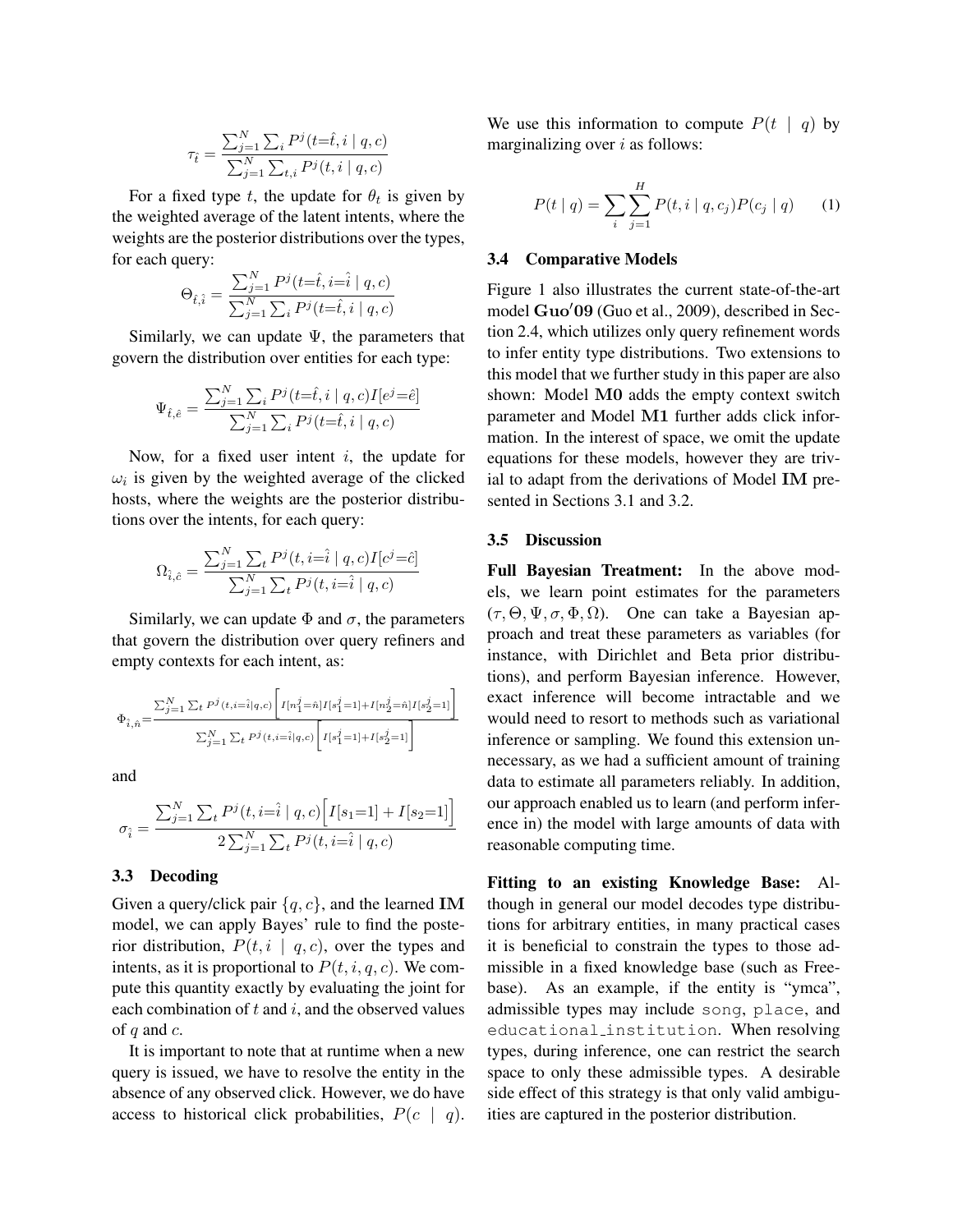$$\tau_{\hat{t}} = \frac{\sum_{j=1}^{N} \sum_{i} P^j(t{=}\hat{t}, i \mid q, c)}{\sum_{j=1}^{N} \sum_{t,i} P^j(t, i \mid q, c)}$$

For a fixed type $t$, the update for $\theta_t$ is given by the weighted average of the latent intents, where the weights are the posterior distributions over the types, for each query:

$$\Theta_{\hat{t},\hat{i}} = \frac{\sum_{j=1}^{N} P^j(t{=}\hat{t}, i{=}\hat{i} \mid q, c)}{\sum_{j=1}^{N} \sum_{i} P^j(t{=}\hat{t}, i \mid q, c)}$$

Similarly, we can update $\Psi$, the parameters that govern the distribution over entities for each type:

$$\Psi_{\hat{t},\hat{e}} = \frac{\sum_{j=1}^{N} \sum_{i} P^j(t{=}\hat{t}, i \mid q, c) I[e^j{=}\hat{e}]}{\sum_{j=1}^{N} \sum_{i} P^j(t{=}\hat{t}, i \mid q, c)}$$

Now, for a fixed user intent $i$, the update for $\omega_i$ is given by the weighted average of the clicked hosts, where the weights are the posterior distributions over the intents, for each query:

$$\Omega_{\hat{i},\hat{c}} = \frac{\sum_{j=1}^{N} \sum_{t} P^j(t, i{=}\hat{i} \mid q, c) I[c^j{=}\hat{c}]}{\sum_{j=1}^{N} \sum_{t} P^j(t, i{=}\hat{i} \mid q, c)}$$

Similarly, we can update $\Phi$ and $\sigma$, the parameters that govern the distribution over query refiners and empty contexts for each intent, as:

$$\Phi_{\hat{i},\hat{n}} = \frac{\sum_{j=1}^{N} \sum_{t} P^j(t, i{=}\hat{i} \mid q, c) \Big[ I[n_1^j{=}\hat{n}] I[s_1^j{=}1] + I[n_2^j{=}\hat{n}] I[s_2^j{=}1] \Big]}{\sum_{j=1}^{N} \sum_{t} P^j(t, i{=}\hat{i} \mid q, c) \Big[ I[s_1^j{=}1] + I[s_2^j{=}1] \Big]}$$

and

$$\sigma_{\hat{i}} = \frac{\sum_{j=1}^{N} \sum_{t} P^j(t, i{=}\hat{i} \mid q, c) \Big[ I[s_1{=}1] + I[s_2{=}1] \Big]}{2 \sum_{j=1}^{N} \sum_{t} P^j(t, i{=}\hat{i} \mid q, c)}$$

### 3.3 Decoding

Given a query/click pair $\{q, c\}$, and the learned **IM** model, we can apply Bayes' rule to find the posterior distribution, $P(t, i \mid q, c)$, over the types and intents, as it is proportional to $P(t, i, q, c)$. We compute this quantity exactly by evaluating the joint for each combination of $t$ and $i$, and the observed values of $q$ and $c$.

It is important to note that at runtime when a new query is issued, we have to resolve the entity in the absence of any observed click. However, we do have access to historical click probabilities, $P(c \mid q)$. We use this information to compute $P(t \mid q)$ by marginalizing over $i$ as follows:

$$P(t \mid q) = \sum_{i} \sum_{j=1}^{H} P(t, i \mid q, c_j) P(c_j \mid q) \tag{1}$$

### 3.4 Comparative Models

Figure 1 also illustrates the current state-of-the-art model **Guo'09** (Guo et al., 2009), described in Section 2.4, which utilizes only query refinement words to infer entity type distributions. Two extensions to this model that we further study in this paper are also shown: Model **M0** adds the empty context switch parameter and Model **M1** further adds click information. In the interest of space, we omit the update equations for these models, however they are trivial to adapt from the derivations of Model **IM** presented in Sections 3.1 and 3.2.

### 3.5 Discussion

**Full Bayesian Treatment:** In the above models, we learn point estimates for the parameters $(\tau, \Theta, \Psi, \sigma, \Phi, \Omega)$. One can take a Bayesian approach and treat these parameters as variables (for instance, with Dirichlet and Beta prior distributions), and perform Bayesian inference. However, exact inference will become intractable and we would need to resort to methods such as variational inference or sampling. We found this extension unnecessary, as we had a sufficient amount of training data to estimate all parameters reliably. In addition, our approach enabled us to learn (and perform inference in) the model with large amounts of data with reasonable computing time.

**Fitting to an existing Knowledge Base:** Although in general our model decodes type distributions for arbitrary entities, in many practical cases it is beneficial to constrain the types to those admissible in a fixed knowledge base (such as Freebase). As an example, if the entity is "ymca", admissible types may include `song`, `place`, and `educational_institution`. When resolving types, during inference, one can restrict the search space to only these admissible types. A desirable side effect of this strategy is that only valid ambiguities are captured in the posterior distribution.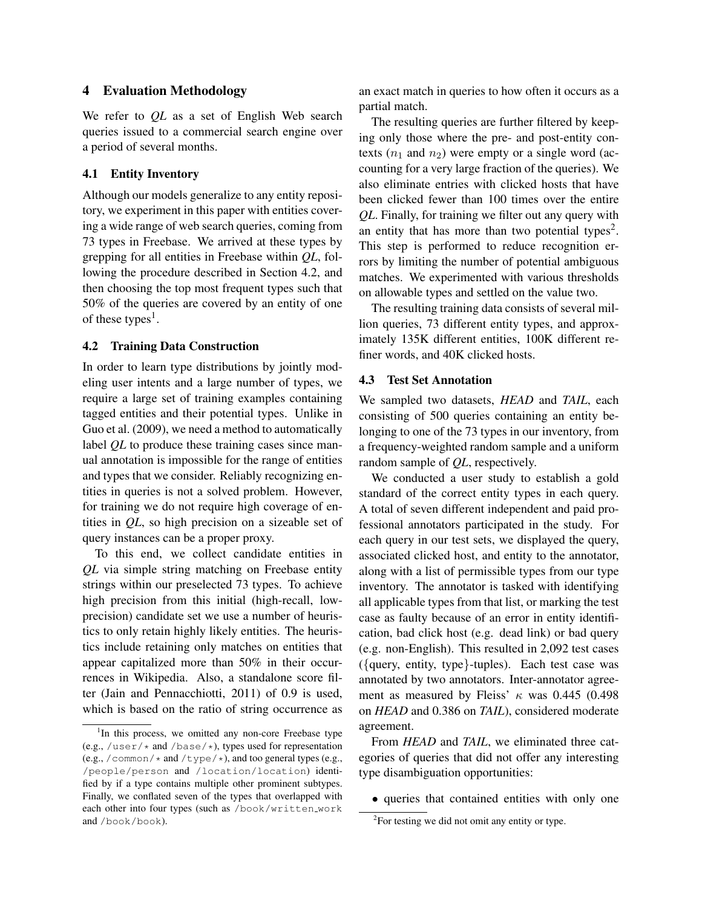## 4 Evaluation Methodology

We refer to *QL* as a set of English Web search queries issued to a commercial search engine over a period of several months.

### 4.1 Entity Inventory

Although our models generalize to any entity repository, we experiment in this paper with entities covering a wide range of web search queries, coming from 73 types in Freebase. We arrived at these types by grepping for all entities in Freebase within *QL*, following the procedure described in Section 4.2, and then choosing the top most frequent types such that 50% of the queries are covered by an entity of one of these types[1].

### 4.2 Training Data Construction

In order to learn type distributions by jointly modeling user intents and a large number of types, we require a large set of training examples containing tagged entities and their potential types. Unlike in Guo et al. (2009), we need a method to automatically label *QL* to produce these training cases since manual annotation is impossible for the range of entities and types that we consider. Reliably recognizing entities in queries is not a solved problem. However, for training we do not require high coverage of entities in *QL*, so high precision on a sizeable set of query instances can be a proper proxy.

To this end, we collect candidate entities in *QL* via simple string matching on Freebase entity strings within our preselected 73 types. To achieve high precision from this initial (high-recall, low-precision) candidate set we use a number of heuristics to only retain highly likely entities. The heuristics include retaining only matches on entities that appear capitalized more than 50% in their occurrences in Wikipedia. Also, a standalone score filter (Jain and Pennacchiotti, 2011) of 0.9 is used, which is based on the ratio of string occurrence as an exact match in queries to how often it occurs as a partial match.

The resulting queries are further filtered by keeping only those where the pre- and post-entity contexts ($n_1$ and $n_2$) were empty or a single word (accounting for a very large fraction of the queries). We also eliminate entries with clicked hosts that have been clicked fewer than 100 times over the entire *QL*. Finally, for training we filter out any query with an entity that has more than two potential types[2]. This step is performed to reduce recognition errors by limiting the number of potential ambiguous matches. We experimented with various thresholds on allowable types and settled on the value two.

The resulting training data consists of several million queries, 73 different entity types, and approximately 135K different entities, 100K different refiner words, and 40K clicked hosts.

### 4.3 Test Set Annotation

We sampled two datasets, *HEAD* and *TAIL*, each consisting of 500 queries containing an entity belonging to one of the 73 types in our inventory, from a frequency-weighted random sample and a uniform random sample of *QL*, respectively.

We conducted a user study to establish a gold standard of the correct entity types in each query. A total of seven different independent and paid professional annotators participated in the study. For each query in our test sets, we displayed the query, associated clicked host, and entity to the annotator, along with a list of permissible types from our type inventory. The annotator is tasked with identifying all applicable types from that list, or marking the test case as faulty because of an error in entity identification, bad click host (e.g. dead link) or bad query (e.g. non-English). This resulted in 2,092 test cases ({query, entity, type}-tuples). Each test case was annotated by two annotators. Inter-annotator agreement as measured by Fleiss' $\kappa$ was 0.445 (0.498 on *HEAD* and 0.386 on *TAIL*), considered moderate agreement.

From *HEAD* and *TAIL*, we eliminated three categories of queries that did not offer any interesting type disambiguation opportunities:

- queries that contained entities with only one

---

[1] In this process, we omitted any non-core Freebase type (e.g., `/user/*` and `/base/*`), types used for representation (e.g., `/common/*` and `/type/*`), and too general types (e.g., `/people/person` and `/location/location`) identified by if a type contains multiple other prominent subtypes. Finally, we conflated seven of the types that overlapped with each other into four types (such as `/book/written_work` and `/book/book`).

[2] For testing we did not omit any entity or type.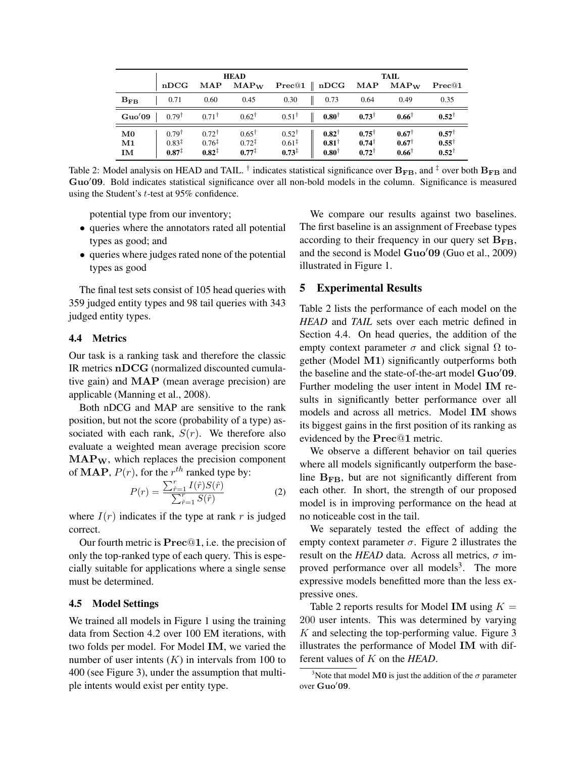| | HEAD | | | | TAIL | | | |
|---|---|---|---|---|---|---|---|---|
| | $\mathbf{nDCG}$ | $\mathbf{MAP}$ | $\mathbf{MAP_W}$ | $\mathbf{Prec@1}$ | $\mathbf{nDCG}$ | $\mathbf{MAP}$ | $\mathbf{MAP_W}$ | $\mathbf{Prec@1}$ |
| $\mathbf{B_{FB}}$ | 0.71 | 0.60 | 0.45 | 0.30 | 0.73 | 0.64 | 0.49 | 0.35 |
| $\mathbf{Guo'09}$ | $0.79^{\dagger}$ | $0.71^{\dagger}$ | $0.62^{\dagger}$ | $0.51^{\dagger}$ | $\mathbf{0.80}^{\dagger}$ | $\mathbf{0.73}^{\dagger}$ | $\mathbf{0.66}^{\dagger}$ | $\mathbf{0.52}^{\dagger}$ |
| $\mathbf{M0}$ | $0.79^{\dagger}$ | $0.72^{\dagger}$ | $0.65^{\dagger}$ | $0.52^{\dagger}$ | $\mathbf{0.82}^{\dagger}$ | $\mathbf{0.75}^{\dagger}$ | $\mathbf{0.67}^{\dagger}$ | $\mathbf{0.57}^{\dagger}$ |
| $\mathbf{M1}$ | $0.83^{\ddagger}$ | $0.76^{\ddagger}$ | $0.72^{\ddagger}$ | $0.61^{\ddagger}$ | $\mathbf{0.81}^{\dagger}$ | $\mathbf{0.74}^{\dagger}$ | $\mathbf{0.67}^{\dagger}$ | $\mathbf{0.55}^{\dagger}$ |
| $\mathbf{IM}$ | $\mathbf{0.87}^{\ddagger}$ | $\mathbf{0.82}^{\ddagger}$ | $\mathbf{0.77}^{\ddagger}$ | $\mathbf{0.73}^{\ddagger}$ | $\mathbf{0.80}^{\dagger}$ | $\mathbf{0.72}^{\dagger}$ | $\mathbf{0.66}^{\dagger}$ | $\mathbf{0.52}^{\dagger}$ |

Table 2: Model analysis on HEAD and TAIL. $^{\dagger}$ indicates statistical significance over $\mathbf{B_{FB}}$, and $^{\ddagger}$ over both $\mathbf{B_{FB}}$ and $\mathbf{Guo'09}$. Bold indicates statistical significance over all non-bold models in the column. Significance is measured using the Student's $t$-test at 95% confidence.

potential type from our inventory;

- queries where the annotators rated all potential types as good; and
- queries where judges rated none of the potential types as good

The final test sets consist of 105 head queries with 359 judged entity types and 98 tail queries with 343 judged entity types.

### 4.4 Metrics

Our task is a ranking task and therefore the classic IR metrics $\mathbf{nDCG}$ (normalized discounted cumulative gain) and $\mathbf{MAP}$ (mean average precision) are applicable (Manning et al., 2008).

Both nDCG and MAP are sensitive to the rank position, but not the score (probability of a type) associated with each rank, $S(r)$. We therefore also evaluate a weighted mean average precision score $\mathbf{MAP_W}$, which replaces the precision component of $\mathbf{MAP}$, $P(r)$, for the $r^{th}$ ranked type by:

$$P(r) = \frac{\sum_{\hat{r}=1}^{r} I(\hat{r})S(\hat{r})}{\sum_{\hat{r}=1}^{r} S(\hat{r})} \tag{2}$$

where $I(r)$ indicates if the type at rank $r$ is judged correct.

Our fourth metric is $\mathbf{Prec@1}$, i.e. the precision of only the top-ranked type of each query. This is especially suitable for applications where a single sense must be determined.

### 4.5 Model Settings

We trained all models in Figure 1 using the training data from Section 4.2 over 100 EM iterations, with two folds per model. For Model $\mathbf{IM}$, we varied the number of user intents ($K$) in intervals from 100 to 400 (see Figure 3), under the assumption that multiple intents would exist per entity type.

We compare our results against two baselines. The first baseline is an assignment of Freebase types according to their frequency in our query set $\mathbf{B_{FB}}$, and the second is Model $\mathbf{Guo'09}$ (Guo et al., 2009) illustrated in Figure 1.

## 5 Experimental Results

Table 2 lists the performance of each model on the *HEAD* and *TAIL* sets over each metric defined in Section 4.4. On head queries, the addition of the empty context parameter $\sigma$ and click signal $\Omega$ together (Model $\mathbf{M1}$) significantly outperforms both the baseline and the state-of-the-art model $\mathbf{Guo'09}$. Further modeling the user intent in Model $\mathbf{IM}$ results in significantly better performance over all models and across all metrics. Model $\mathbf{IM}$ shows its biggest gains in the first position of its ranking as evidenced by the $\mathbf{Prec@1}$ metric.

We observe a different behavior on tail queries where all models significantly outperform the baseline $\mathbf{B_{FB}}$, but are not significantly different from each other. In short, the strength of our proposed model is in improving performance on the head at no noticeable cost in the tail.

We separately tested the effect of adding the empty context parameter $\sigma$. Figure 2 illustrates the result on the *HEAD* data. Across all metrics, $\sigma$ improved performance over all models[3]. The more expressive models benefitted more than the less expressive ones.

Table 2 reports results for Model $\mathbf{IM}$ using $K = 200$ user intents. This was determined by varying $K$ and selecting the top-performing value. Figure 3 illustrates the performance of Model $\mathbf{IM}$ with different values of $K$ on the *HEAD*.

[3]Note that model $\mathbf{M0}$ is just the addition of the $\sigma$ parameter over $\mathbf{Guo'09}$.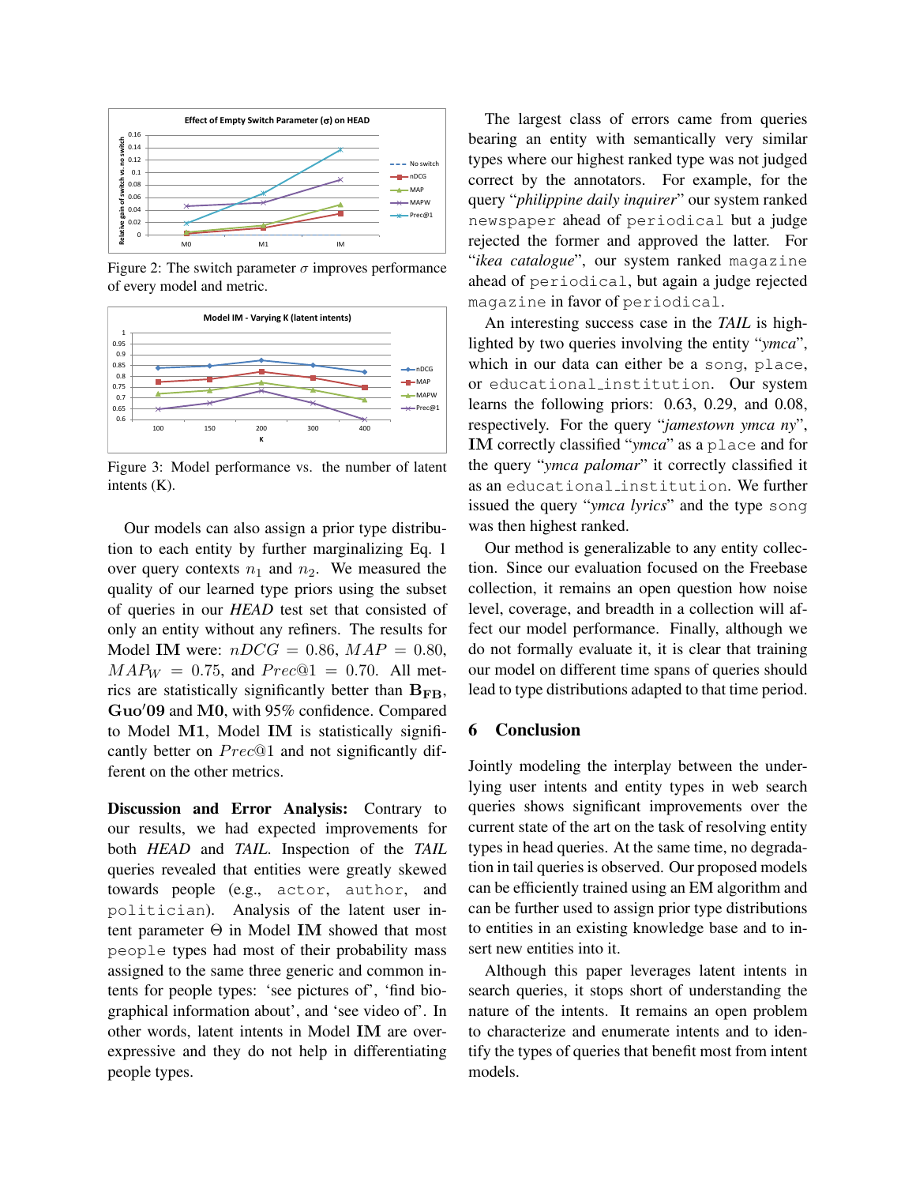Figure 2: The switch parameter $\sigma$ improves performance of every model and metric.

Figure 3: Model performance vs. the number of latent intents (K).

Our models can also assign a prior type distribution to each entity by further marginalizing Eq. 1 over query contexts $n_1$ and $n_2$. We measured the quality of our learned type priors using the subset of queries in our *HEAD* test set that consisted of only an entity without any refiners. The results for Model **IM** were: $nDCG = 0.86$, $MAP = 0.80$, $MAP_W = 0.75$, and $Prec@1 = 0.70$. All metrics are statistically significantly better than $\mathbf{B_{FB}}$, **Guo'09** and **M0**, with 95% confidence. Compared to Model **M1**, Model **IM** is statistically significantly better on $Prec@1$ and not significantly different on the other metrics.

**Discussion and Error Analysis:** Contrary to our results, we had expected improvements for both *HEAD* and *TAIL*. Inspection of the *TAIL* queries revealed that entities were greatly skewed towards people (e.g., `actor`, `author`, and `politician`). Analysis of the latent intent parameter $\Theta$ in Model **IM** showed that most `people` types had most of their probability mass assigned to the same three generic and common intents for people types: 'see pictures of', 'find biographical information about', and 'see video of'. In other words, latent intents in Model **IM** are over-expressive and they do not help in differentiating people types.

The largest class of errors came from queries bearing an entity with semantically very similar types where our highest ranked type was not judged correct by the annotators. For example, for the query "*philippine daily inquirer*" our system ranked `newspaper` ahead of `periodical` but a judge rejected the former and approved the latter. For "*ikea catalogue*", our system ranked `magazine` ahead of `periodical`, but again a judge rejected `magazine` in favor of `periodical`.

An interesting success case in the *TAIL* is highlighted by two queries involving the entity "*ymca*", which in our data can either be a `song`, `place`, or `educational_institution`. Our system learns the following priors: 0.63, 0.29, and 0.08, respectively. For the query "*jamestown ymca ny*", **IM** correctly classified "*ymca*" as a `place` and for the query "*ymca palomar*" it correctly classified it as an `educational_institution`. We further issued the query "*ymca lyrics*" and the type `song` was then highest ranked.

Our method is generalizable to any entity collection. Since our evaluation focused on the Freebase collection, it remains an open question how noise level, coverage, and breadth in a collection will affect our model performance. Finally, although we do not formally evaluate it, it is clear that training our model on different time spans of queries should lead to type distributions adapted to that time period.

## 6 Conclusion

Jointly modeling the interplay between the underlying user intents and entity types in web search queries shows significant improvements over the current state of the art on the task of resolving entity types in head queries. At the same time, no degradation in tail queries is observed. Our proposed models can be efficiently trained using an EM algorithm and can be further used to assign prior type distributions to entities in an existing knowledge base and to insert new entities into it.

Although this paper leverages latent intents in search queries, it stops short of understanding the nature of the intents. It remains an open problem to characterize and enumerate intents and to identify the types of queries that benefit most from intent models.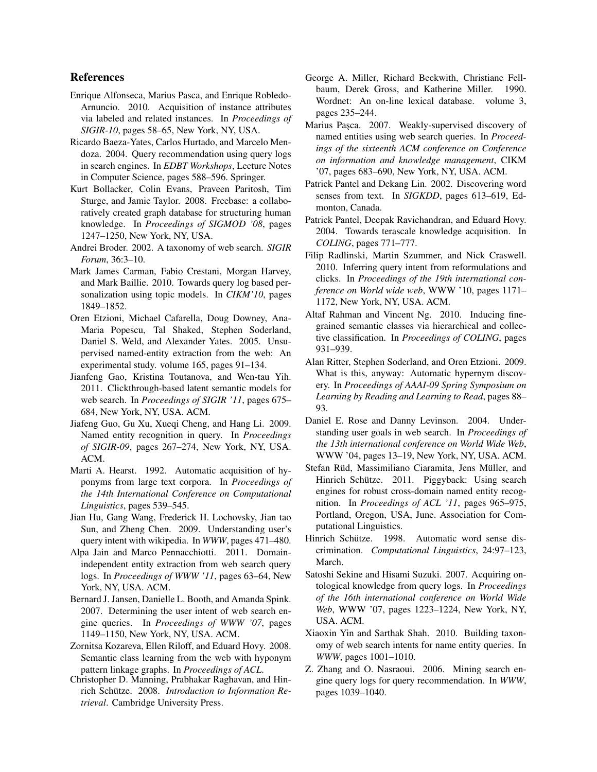## References

Enrique Alfonseca, Marius Pasca, and Enrique Robledo-Arnuncio. 2010. Acquisition of instance attributes via labeled and related instances. In *Proceedings of SIGIR-10*, pages 58–65, New York, NY, USA.

Ricardo Baeza-Yates, Carlos Hurtado, and Marcelo Mendoza. 2004. Query recommendation using query logs in search engines. In *EDBT Workshops*, Lecture Notes in Computer Science, pages 588–596. Springer.

Kurt Bollacker, Colin Evans, Praveen Paritosh, Tim Sturge, and Jamie Taylor. 2008. Freebase: a collaboratively created graph database for structuring human knowledge. In *Proceedings of SIGMOD '08*, pages 1247–1250, New York, NY, USA.

Andrei Broder. 2002. A taxonomy of web search. *SIGIR Forum*, 36:3–10.

Mark James Carman, Fabio Crestani, Morgan Harvey, and Mark Baillie. 2010. Towards query log based personalization using topic models. In *CIKM'10*, pages 1849–1852.

Oren Etzioni, Michael Cafarella, Doug Downey, Ana-Maria Popescu, Tal Shaked, Stephen Soderland, Daniel S. Weld, and Alexander Yates. 2005. Unsupervised named-entity extraction from the web: An experimental study. volume 165, pages 91–134.

Jianfeng Gao, Kristina Toutanova, and Wen-tau Yih. 2011. Clickthrough-based latent semantic models for web search. In *Proceedings of SIGIR '11*, pages 675–684, New York, NY, USA. ACM.

Jiafeng Guo, Gu Xu, Xueqi Cheng, and Hang Li. 2009. Named entity recognition in query. In *Proceedings of SIGIR-09*, pages 267–274, New York, NY, USA. ACM.

Marti A. Hearst. 1992. Automatic acquisition of hyponyms from large text corpora. In *Proceedings of the 14th International Conference on Computational Linguistics*, pages 539–545.

Jian Hu, Gang Wang, Frederick H. Lochovsky, Jian tao Sun, and Zheng Chen. 2009. Understanding user's query intent with wikipedia. In *WWW*, pages 471–480.

Alpa Jain and Marco Pennacchiotti. 2011. Domain-independent entity extraction from web search query logs. In *Proceedings of WWW '11*, pages 63–64, New York, NY, USA. ACM.

Bernard J. Jansen, Danielle L. Booth, and Amanda Spink. 2007. Determining the user intent of web search engine queries. In *Proceedings of WWW '07*, pages 1149–1150, New York, NY, USA. ACM.

Zornitsa Kozareva, Ellen Riloff, and Eduard Hovy. 2008. Semantic class learning from the web with hyponym pattern linkage graphs. In *Proceedings of ACL*.

Christopher D. Manning, Prabhakar Raghavan, and Hinrich Schütze. 2008. *Introduction to Information Retrieval*. Cambridge University Press.

George A. Miller, Richard Beckwith, Christiane Fellbaum, Derek Gross, and Katherine Miller. 1990. Wordnet: An on-line lexical database. volume 3, pages 235–244.

Marius Paşca. 2007. Weakly-supervised discovery of named entities using web search queries. In *Proceedings of the sixteenth ACM conference on Conference on information and knowledge management*, CIKM '07, pages 683–690, New York, NY, USA. ACM.

Patrick Pantel and Dekang Lin. 2002. Discovering word senses from text. In *SIGKDD*, pages 613–619, Edmonton, Canada.

Patrick Pantel, Deepak Ravichandran, and Eduard Hovy. 2004. Towards terascale knowledge acquisition. In *COLING*, pages 771–777.

Filip Radlinski, Martin Szummer, and Nick Craswell. 2010. Inferring query intent from reformulations and clicks. In *Proceedings of the 19th international conference on World wide web*, WWW '10, pages 1171–1172, New York, NY, USA. ACM.

Altaf Rahman and Vincent Ng. 2010. Inducing fine-grained semantic classes via hierarchical and collective classification. In *Proceedings of COLING*, pages 931–939.

Alan Ritter, Stephen Soderland, and Oren Etzioni. 2009. What is this, anyway: Automatic hypernym discovery. In *Proceedings of AAAI-09 Spring Symposium on Learning by Reading and Learning to Read*, pages 88–93.

Daniel E. Rose and Danny Levinson. 2004. Understanding user goals in web search. In *Proceedings of the 13th international conference on World Wide Web*, WWW '04, pages 13–19, New York, NY, USA. ACM.

Stefan Rüd, Massimiliano Ciaramita, Jens Müller, and Hinrich Schütze. 2011. Piggyback: Using search engines for robust cross-domain named entity recognition. In *Proceedings of ACL '11*, pages 965–975, Portland, Oregon, USA, June. Association for Computational Linguistics.

Hinrich Schütze. 1998. Automatic word sense discrimination. *Computational Linguistics*, 24:97–123, March.

Satoshi Sekine and Hisami Suzuki. 2007. Acquiring ontological knowledge from query logs. In *Proceedings of the 16th international conference on World Wide Web*, WWW '07, pages 1223–1224, New York, NY, USA. ACM.

Xiaoxin Yin and Sarthak Shah. 2010. Building taxonomy of web search intents for name entity queries. In *WWW*, pages 1001–1010.

Z. Zhang and O. Nasraoui. 2006. Mining search engine query logs for query recommendation. In *WWW*, pages 1039–1040.